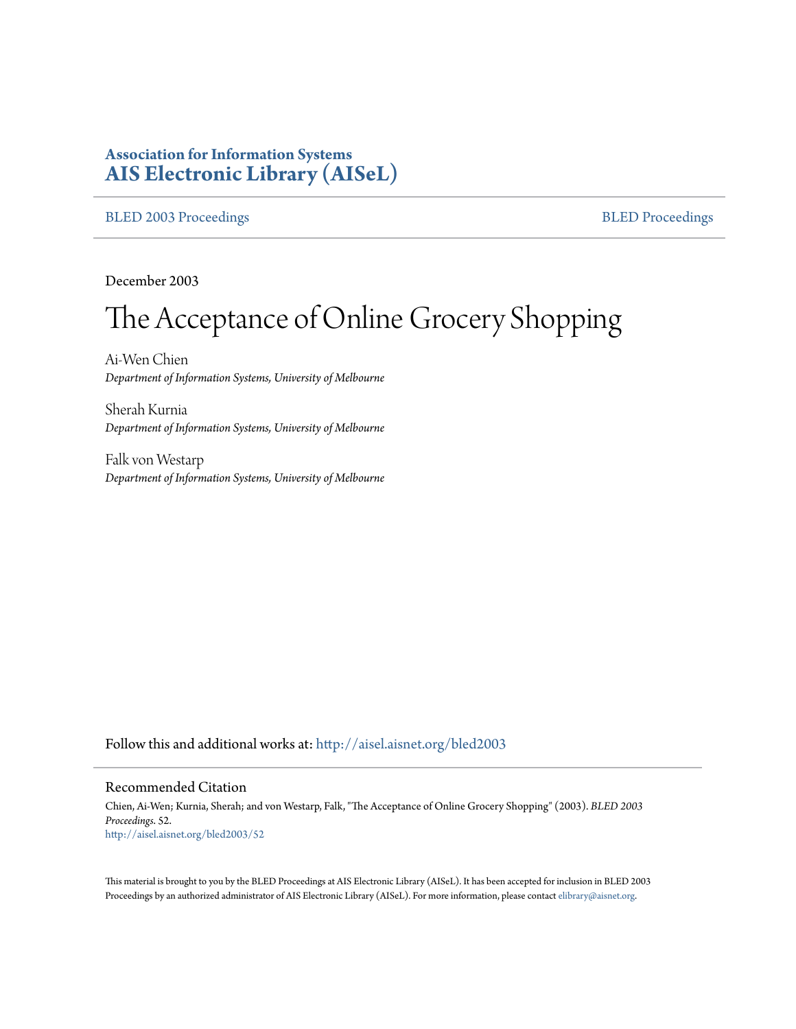**Association for Information Systems**
**AIS Electronic Library (AISeL)**

BLED 2003 Proceedings | BLED Proceedings

December 2003

# The Acceptance of Online Grocery Shopping

Ai-Wen Chien
*Department of Information Systems, University of Melbourne*

Sherah Kurnia
*Department of Information Systems, University of Melbourne*

Falk von Westarp
*Department of Information Systems, University of Melbourne*

Follow this and additional works at: http://aisel.aisnet.org/bled2003

## Recommended Citation

Chien, Ai-Wen; Kurnia, Sherah; and von Westarp, Falk, "The Acceptance of Online Grocery Shopping" (2003). *BLED 2003 Proceedings*. 52.
http://aisel.aisnet.org/bled2003/52

This material is brought to you by the BLED Proceedings at AIS Electronic Library (AISeL). It has been accepted for inclusion in BLED 2003 Proceedings by an authorized administrator of AIS Electronic Library (AISeL). For more information, please contact elibrary@aisnet.org.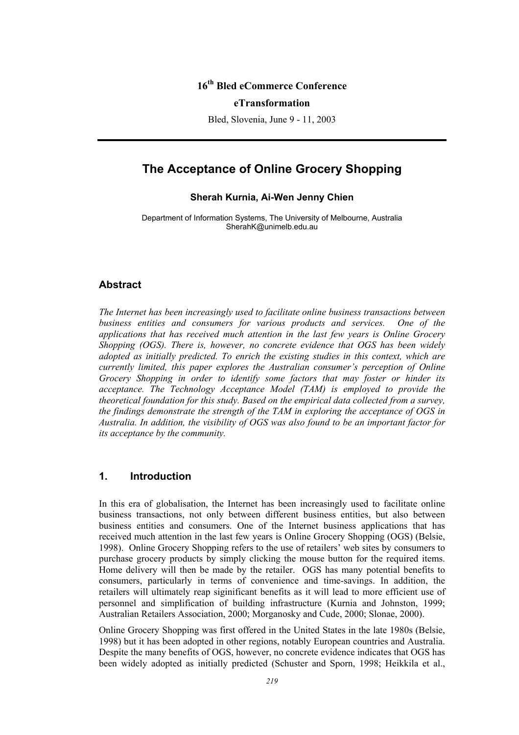16th Bled eCommerce Conference

**eTransformation**

Bled, Slovenia, June 9 - 11, 2003

---

# The Acceptance of Online Grocery Shopping

**Sherah Kurnia, Ai-Wen Jenny Chien**

Department of Information Systems, The University of Melbourne, Australia
SherahK@unimelb.edu.au

## Abstract

*The Internet has been increasingly used to facilitate online business transactions between business entities and consumers for various products and services. One of the applications that has received much attention in the last few years is Online Grocery Shopping (OGS). There is, however, no concrete evidence that OGS has been widely adopted as initially predicted. To enrich the existing studies in this context, which are currently limited, this paper explores the Australian consumer's perception of Online Grocery Shopping in order to identify some factors that may foster or hinder its acceptance. The Technology Acceptance Model (TAM) is employed to provide the theoretical foundation for this study. Based on the empirical data collected from a survey, the findings demonstrate the strength of the TAM in exploring the acceptance of OGS in Australia. In addition, the visibility of OGS was also found to be an important factor for its acceptance by the community.*

## 1. Introduction

In this era of globalisation, the Internet has been increasingly used to facilitate online business transactions, not only between different business entities, but also between business entities and consumers. One of the Internet business applications that has received much attention in the last few years is Online Grocery Shopping (OGS) (Belsie, 1998). Online Grocery Shopping refers to the use of retailers' web sites by consumers to purchase grocery products by simply clicking the mouse button for the required items. Home delivery will then be made by the retailer. OGS has many potential benefits to consumers, particularly in terms of convenience and time-savings. In addition, the retailers will ultimately reap siginificant benefits as it will lead to more efficient use of personnel and simplification of building infrastructure (Kurnia and Johnston, 1999; Australian Retailers Association, 2000; Morganosky and Cude, 2000; Slonae, 2000).

Online Grocery Shopping was first offered in the United States in the late 1980s (Belsie, 1998) but it has been adopted in other regions, notably European countries and Australia. Despite the many benefits of OGS, however, no concrete evidence indicates that OGS has been widely adopted as initially predicted (Schuster and Sporn, 1998; Heikkila et al.,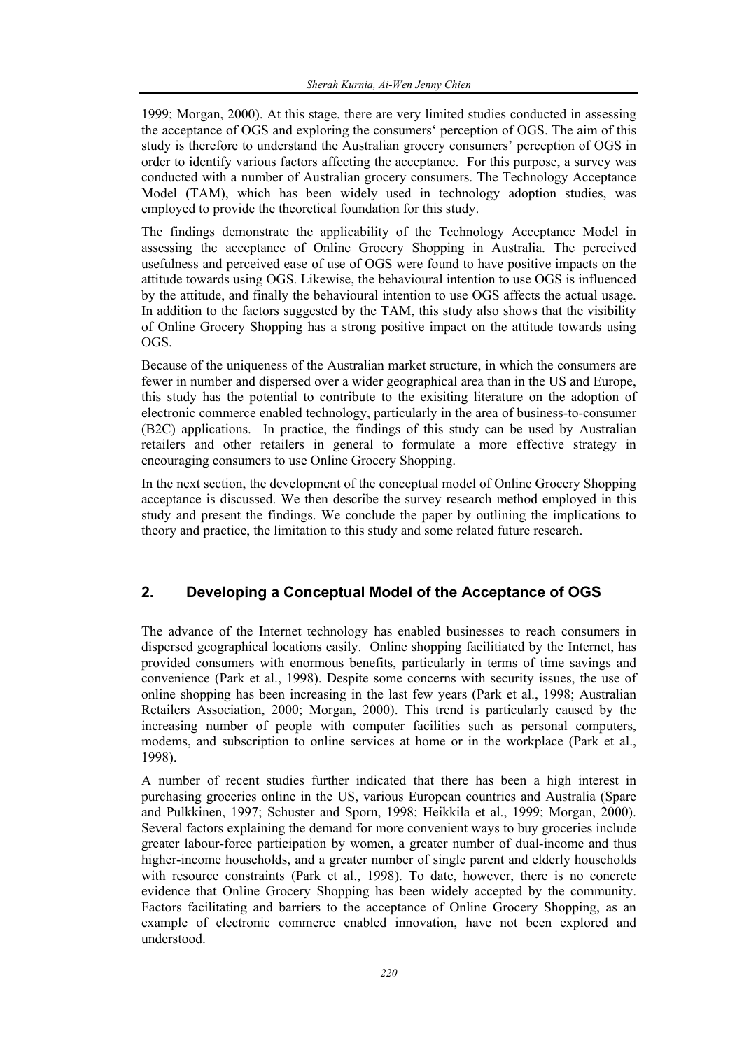1999; Morgan, 2000). At this stage, there are very limited studies conducted in assessing the acceptance of OGS and exploring the consumers' perception of OGS. The aim of this study is therefore to understand the Australian grocery consumers' perception of OGS in order to identify various factors affecting the acceptance. For this purpose, a survey was conducted with a number of Australian grocery consumers. The Technology Acceptance Model (TAM), which has been widely used in technology adoption studies, was employed to provide the theoretical foundation for this study.

The findings demonstrate the applicability of the Technology Acceptance Model in assessing the acceptance of Online Grocery Shopping in Australia. The perceived usefulness and perceived ease of use of OGS were found to have positive impacts on the attitude towards using OGS. Likewise, the behavioural intention to use OGS is influenced by the attitude, and finally the behavioural intention to use OGS affects the actual usage. In addition to the factors suggested by the TAM, this study also shows that the visibility of Online Grocery Shopping has a strong positive impact on the attitude towards using OGS.

Because of the uniqueness of the Australian market structure, in which the consumers are fewer in number and dispersed over a wider geographical area than in the US and Europe, this study has the potential to contribute to the exisiting literature on the adoption of electronic commerce enabled technology, particularly in the area of business-to-consumer (B2C) applications. In practice, the findings of this study can be used by Australian retailers and other retailers in general to formulate a more effective strategy in encouraging consumers to use Online Grocery Shopping.

In the next section, the development of the conceptual model of Online Grocery Shopping acceptance is discussed. We then describe the survey research method employed in this study and present the findings. We conclude the paper by outlining the implications to theory and practice, the limitation to this study and some related future research.

## 2. Developing a Conceptual Model of the Acceptance of OGS

The advance of the Internet technology has enabled businesses to reach consumers in dispersed geographical locations easily. Online shopping facilitiated by the Internet, has provided consumers with enormous benefits, particularly in terms of time savings and convenience (Park et al., 1998). Despite some concerns with security issues, the use of online shopping has been increasing in the last few years (Park et al., 1998; Australian Retailers Association, 2000; Morgan, 2000). This trend is particularly caused by the increasing number of people with computer facilities such as personal computers, modems, and subscription to online services at home or in the workplace (Park et al., 1998).

A number of recent studies further indicated that there has been a high interest in purchasing groceries online in the US, various European countries and Australia (Spare and Pulkkinen, 1997; Schuster and Sporn, 1998; Heikkila et al., 1999; Morgan, 2000). Several factors explaining the demand for more convenient ways to buy groceries include greater labour-force participation by women, a greater number of dual-income and thus higher-income households, and a greater number of single parent and elderly households with resource constraints (Park et al., 1998). To date, however, there is no concrete evidence that Online Grocery Shopping has been widely accepted by the community. Factors facilitating and barriers to the acceptance of Online Grocery Shopping, as an example of electronic commerce enabled innovation, have not been explored and understood.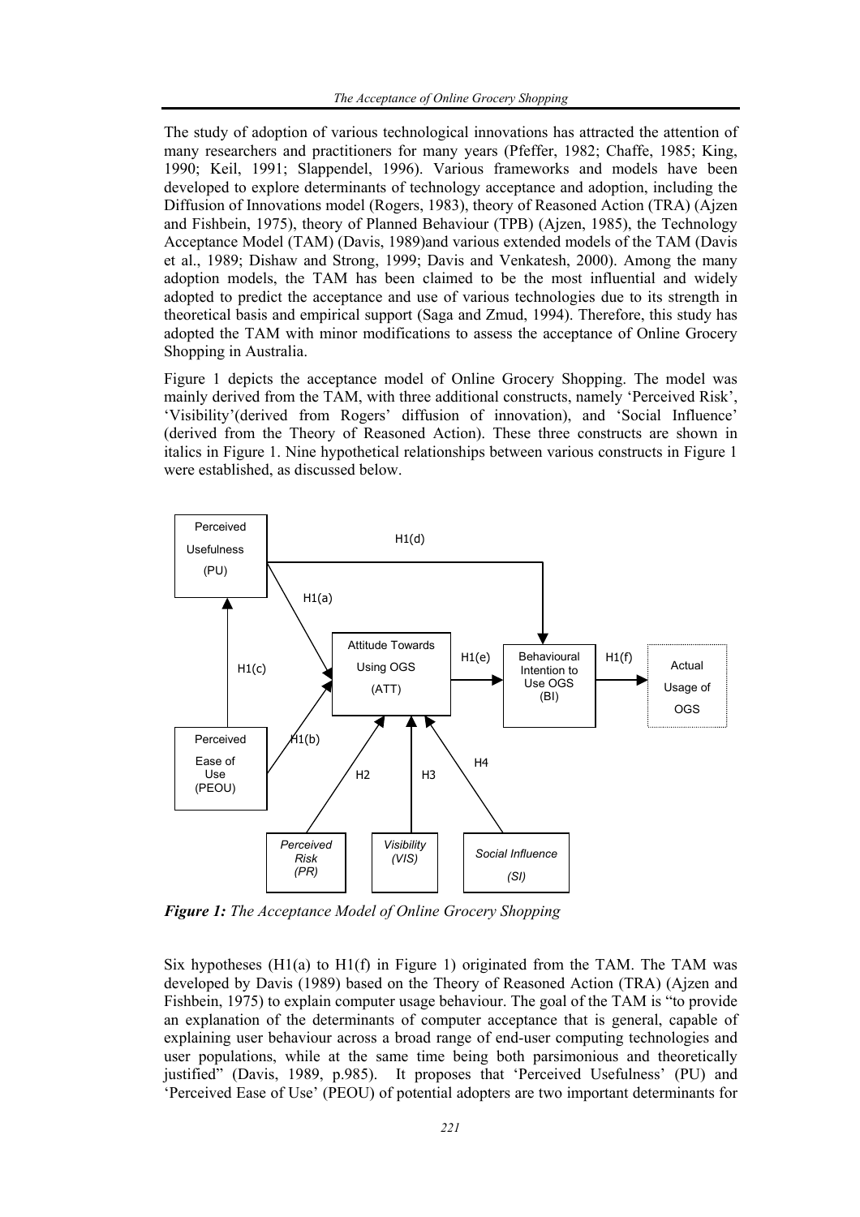The study of adoption of various technological innovations has attracted the attention of many researchers and practitioners for many years (Pfeffer, 1982; Chaffe, 1985; King, 1990; Keil, 1991; Slappendel, 1996). Various frameworks and models have been developed to explore determinants of technology acceptance and adoption, including the Diffusion of Innovations model (Rogers, 1983), theory of Reasoned Action (TRA) (Ajzen and Fishbein, 1975), theory of Planned Behaviour (TPB) (Ajzen, 1985), the Technology Acceptance Model (TAM) (Davis, 1989)and various extended models of the TAM (Davis et al., 1989; Dishaw and Strong, 1999; Davis and Venkatesh, 2000). Among the many adoption models, the TAM has been claimed to be the most influential and widely adopted to predict the acceptance and use of various technologies due to its strength in theoretical basis and empirical support (Saga and Zmud, 1994). Therefore, this study has adopted the TAM with minor modifications to assess the acceptance of Online Grocery Shopping in Australia.

Figure 1 depicts the acceptance model of Online Grocery Shopping. The model was mainly derived from the TAM, with three additional constructs, namely 'Perceived Risk', 'Visibility'(derived from Rogers' diffusion of innovation), and 'Social Influence' (derived from the Theory of Reasoned Action). These three constructs are shown in italics in Figure 1. Nine hypothetical relationships between various constructs in Figure 1 were established, as discussed below.

***Figure 1:*** *The Acceptance Model of Online Grocery Shopping*

Six hypotheses (H1(a) to H1(f) in Figure 1) originated from the TAM. The TAM was developed by Davis (1989) based on the Theory of Reasoned Action (TRA) (Ajzen and Fishbein, 1975) to explain computer usage behaviour. The goal of the TAM is "to provide an explanation of the determinants of computer acceptance that is general, capable of explaining user behaviour across a broad range of end-user computing technologies and user populations, while at the same time being both parsimonious and theoretically justified" (Davis, 1989, p.985). It proposes that 'Perceived Usefulness' (PU) and 'Perceived Ease of Use' (PEOU) of potential adopters are two important determinants for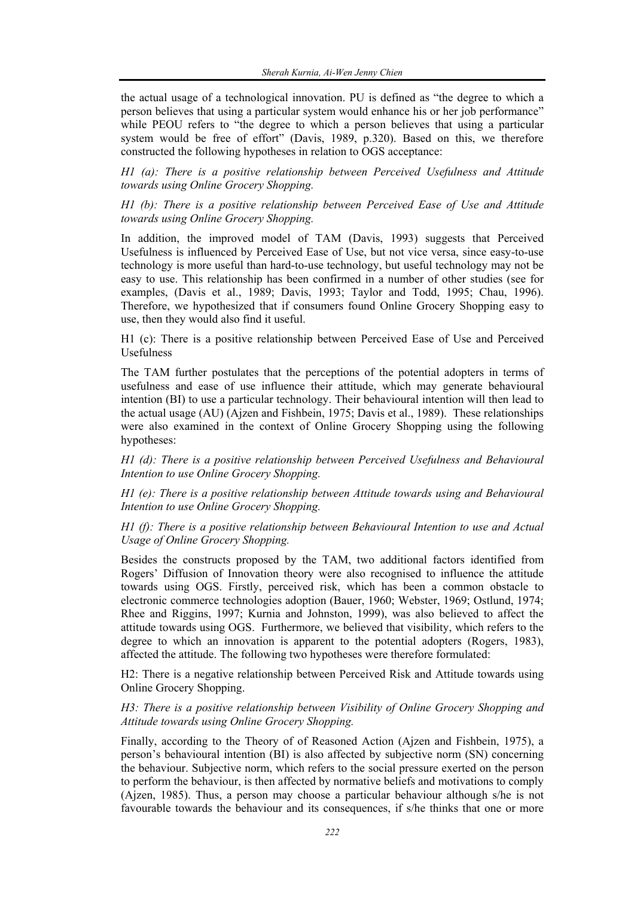the actual usage of a technological innovation. PU is defined as "the degree to which a person believes that using a particular system would enhance his or her job performance" while PEOU refers to "the degree to which a person believes that using a particular system would be free of effort" (Davis, 1989, p.320). Based on this, we therefore constructed the following hypotheses in relation to OGS acceptance:

*H1 (a): There is a positive relationship between Perceived Usefulness and Attitude towards using Online Grocery Shopping.*

*H1 (b): There is a positive relationship between Perceived Ease of Use and Attitude towards using Online Grocery Shopping.*

In addition, the improved model of TAM (Davis, 1993) suggests that Perceived Usefulness is influenced by Perceived Ease of Use, but not vice versa, since easy-to-use technology is more useful than hard-to-use technology, but useful technology may not be easy to use. This relationship has been confirmed in a number of other studies (see for examples, (Davis et al., 1989; Davis, 1993; Taylor and Todd, 1995; Chau, 1996). Therefore, we hypothesized that if consumers found Online Grocery Shopping easy to use, then they would also find it useful.

H1 (c): There is a positive relationship between Perceived Ease of Use and Perceived Usefulness

The TAM further postulates that the perceptions of the potential adopters in terms of usefulness and ease of use influence their attitude, which may generate behavioural intention (BI) to use a particular technology. Their behavioural intention will then lead to the actual usage (AU) (Ajzen and Fishbein, 1975; Davis et al., 1989). These relationships were also examined in the context of Online Grocery Shopping using the following hypotheses:

*H1 (d): There is a positive relationship between Perceived Usefulness and Behavioural Intention to use Online Grocery Shopping.*

*H1 (e): There is a positive relationship between Attitude towards using and Behavioural Intention to use Online Grocery Shopping.*

*H1 (f): There is a positive relationship between Behavioural Intention to use and Actual Usage of Online Grocery Shopping.*

Besides the constructs proposed by the TAM, two additional factors identified from Rogers' Diffusion of Innovation theory were also recognised to influence the attitude towards using OGS. Firstly, perceived risk, which has been a common obstacle to electronic commerce technologies adoption (Bauer, 1960; Webster, 1969; Ostlund, 1974; Rhee and Riggins, 1997; Kurnia and Johnston, 1999), was also believed to affect the attitude towards using OGS. Furthermore, we believed that visibility, which refers to the degree to which an innovation is apparent to the potential adopters (Rogers, 1983), affected the attitude. The following two hypotheses were therefore formulated:

H2: There is a negative relationship between Perceived Risk and Attitude towards using Online Grocery Shopping.

*H3: There is a positive relationship between Visibility of Online Grocery Shopping and Attitude towards using Online Grocery Shopping.*

Finally, according to the Theory of of Reasoned Action (Ajzen and Fishbein, 1975), a person's behavioural intention (BI) is also affected by subjective norm (SN) concerning the behaviour. Subjective norm, which refers to the social pressure exerted on the person to perform the behaviour, is then affected by normative beliefs and motivations to comply (Ajzen, 1985). Thus, a person may choose a particular behaviour although s/he is not favourable towards the behaviour and its consequences, if s/he thinks that one or more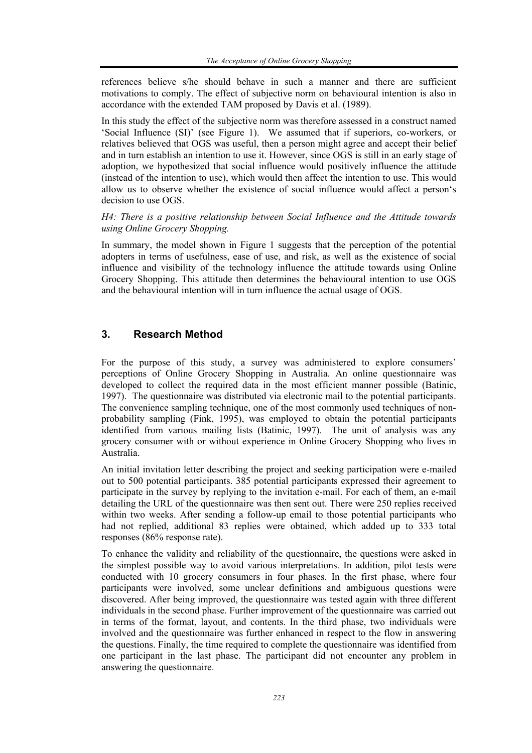references believe s/he should behave in such a manner and there are sufficient motivations to comply. The effect of subjective norm on behavioural intention is also in accordance with the extended TAM proposed by Davis et al. (1989).

In this study the effect of the subjective norm was therefore assessed in a construct named 'Social Influence (SI)' (see Figure 1). We assumed that if superiors, co-workers, or relatives believed that OGS was useful, then a person might agree and accept their belief and in turn establish an intention to use it. However, since OGS is still in an early stage of adoption, we hypothesized that social influence would positively influence the attitude (instead of the intention to use), which would then affect the intention to use. This would allow us to observe whether the existence of social influence would affect a person's decision to use OGS.

*H4: There is a positive relationship between Social Influence and the Attitude towards using Online Grocery Shopping.*

In summary, the model shown in Figure 1 suggests that the perception of the potential adopters in terms of usefulness, ease of use, and risk, as well as the existence of social influence and visibility of the technology influence the attitude towards using Online Grocery Shopping. This attitude then determines the behavioural intention to use OGS and the behavioural intention will in turn influence the actual usage of OGS.

## 3. Research Method

For the purpose of this study, a survey was administered to explore consumers' perceptions of Online Grocery Shopping in Australia. An online questionnaire was developed to collect the required data in the most efficient manner possible (Batinic, 1997). The questionnaire was distributed via electronic mail to the potential participants. The convenience sampling technique, one of the most commonly used techniques of non-probability sampling (Fink, 1995), was employed to obtain the potential participants identified from various mailing lists (Batinic, 1997). The unit of analysis was any grocery consumer with or without experience in Online Grocery Shopping who lives in Australia.

An initial invitation letter describing the project and seeking participation were e-mailed out to 500 potential participants. 385 potential participants expressed their agreement to participate in the survey by replying to the invitation e-mail. For each of them, an e-mail detailing the URL of the questionnaire was then sent out. There were 250 replies received within two weeks. After sending a follow-up email to those potential participants who had not replied, additional 83 replies were obtained, which added up to 333 total responses (86% response rate).

To enhance the validity and reliability of the questionnaire, the questions were asked in the simplest possible way to avoid various interpretations. In addition, pilot tests were conducted with 10 grocery consumers in four phases. In the first phase, where four participants were involved, some unclear definitions and ambiguous questions were discovered. After being improved, the questionnaire was tested again with three different individuals in the second phase. Further improvement of the questionnaire was carried out in terms of the format, layout, and contents. In the third phase, two individuals were involved and the questionnaire was further enhanced in respect to the flow in answering the questions. Finally, the time required to complete the questionnaire was identified from one participant in the last phase. The participant did not encounter any problem in answering the questionnaire.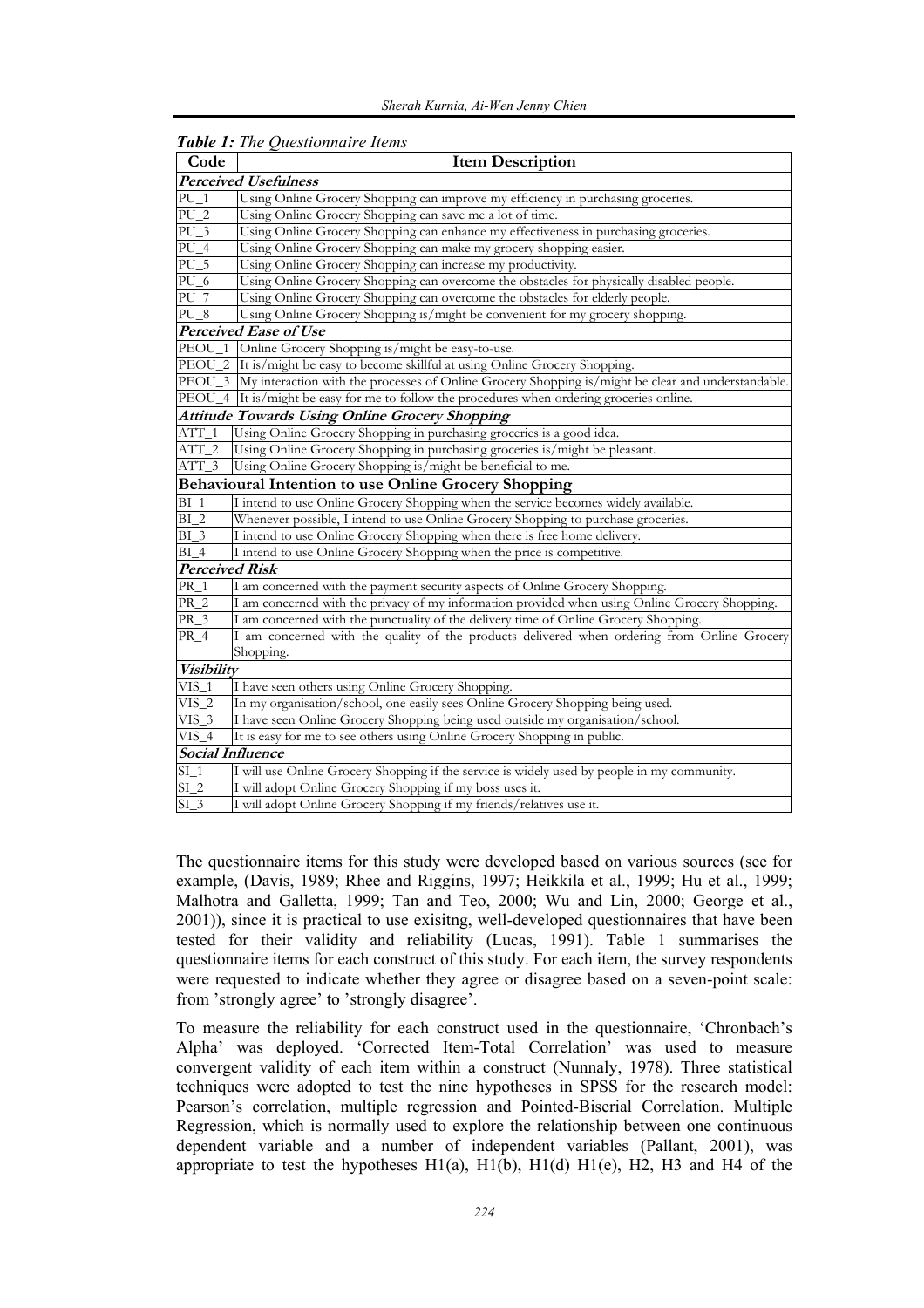***Table 1:*** *The Questionnaire Items*

| Code | Item Description |
|---|---|
| ***Perceived Usefulness*** | |
| PU_1 | Using Online Grocery Shopping can improve my efficiency in purchasing groceries. |
| PU_2 | Using Online Grocery Shopping can save me a lot of time. |
| PU_3 | Using Online Grocery Shopping can enhance my effectiveness in purchasing groceries. |
| PU_4 | Using Online Grocery Shopping can make my grocery shopping easier. |
| PU_5 | Using Online Grocery Shopping can increase my productivity. |
| PU_6 | Using Online Grocery Shopping can overcome the obstacles for physically disabled people. |
| PU_7 | Using Online Grocery Shopping can overcome the obstacles for elderly people. |
| PU_8 | Using Online Grocery Shopping is/might be convenient for my grocery shopping. |
| ***Perceived Ease of Use*** | |
| PEOU_1 | Online Grocery Shopping is/might be easy-to-use. |
| PEOU_2 | It is/might be easy to become skillful at using Online Grocery Shopping. |
| PEOU_3 | My interaction with the processes of Online Grocery Shopping is/might be clear and understandable. |
| PEOU_4 | It is/might be easy for me to follow the procedures when ordering groceries online. |
| ***Attitude Towards Using Online Grocery Shopping*** | |
| ATT_1 | Using Online Grocery Shopping in purchasing groceries is a good idea. |
| ATT_2 | Using Online Grocery Shopping in purchasing groceries is/might be pleasant. |
| ATT_3 | Using Online Grocery Shopping is/might be beneficial to me. |
| **Behavioural Intention to use Online Grocery Shopping** | |
| BI_1 | I intend to use Online Grocery Shopping when the service becomes widely available. |
| BI_2 | Whenever possible, I intend to use Online Grocery Shopping to purchase groceries. |
| BI_3 | I intend to use Online Grocery Shopping when there is free home delivery. |
| BI_4 | I intend to use Online Grocery Shopping when the price is competitive. |
| ***Perceived Risk*** | |
| PR_1 | I am concerned with the payment security aspects of Online Grocery Shopping. |
| PR_2 | I am concerned with the privacy of my information provided when using Online Grocery Shopping. |
| PR_3 | I am concerned with the punctuality of the delivery time of Online Grocery Shopping. |
| PR_4 | I am concerned with the quality of the products delivered when ordering from Online Grocery Shopping. |
| ***Visibility*** | |
| VIS_1 | I have seen others using Online Grocery Shopping. |
| VIS_2 | In my organisation/school, one easily sees Online Grocery Shopping being used. |
| VIS_3 | I have seen Online Grocery Shopping being used outside my organisation/school. |
| VIS_4 | It is easy for me to see others using Online Grocery Shopping in public. |
| ***Social Influence*** | |
| SI_1 | I will use Online Grocery Shopping if the service is widely used by people in my community. |
| SI_2 | I will adopt Online Grocery Shopping if my boss uses it. |
| SI_3 | I will adopt Online Grocery Shopping if my friends/relatives use it. |

The questionnaire items for this study were developed based on various sources (see for example, (Davis, 1989; Rhee and Riggins, 1997; Heikkila et al., 1999; Hu et al., 1999; Malhotra and Galletta, 1999; Tan and Teo, 2000; Wu and Lin, 2000; George et al., 2001)), since it is practical to use exisitng, well-developed questionnaires that have been tested for their validity and reliability (Lucas, 1991). Table 1 summarises the questionnaire items for each construct of this study. For each item, the survey respondents were requested to indicate whether they agree or disagree based on a seven-point scale: from 'strongly agree' to 'strongly disagree'.

To measure the reliability for each construct used in the questionnaire, 'Chronbach's Alpha' was deployed. 'Corrected Item-Total Correlation' was used to measure convergent validity of each item within a construct (Nunnaly, 1978). Three statistical techniques were adopted to test the nine hypotheses in SPSS for the research model: Pearson's correlation, multiple regression and Pointed-Biserial Correlation. Multiple Regression, which is normally used to explore the relationship between one continuous dependent variable and a number of independent variables (Pallant, 2001), was appropriate to test the hypotheses H1(a), H1(b), H1(d) H1(e), H2, H3 and H4 of the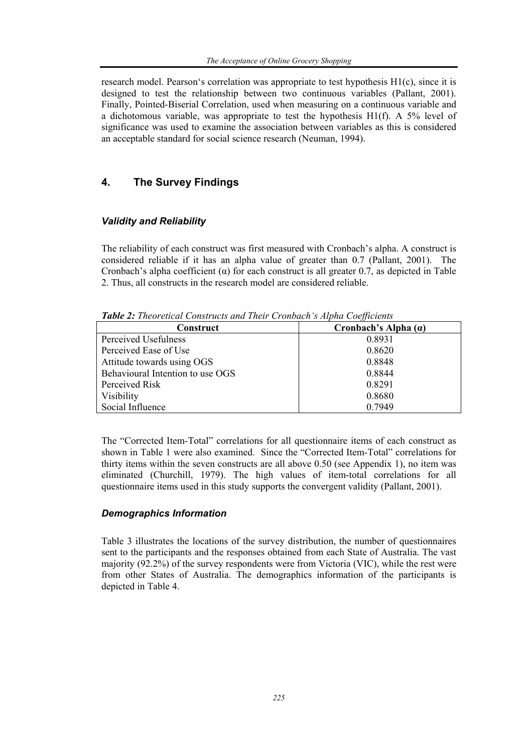research model. Pearson's correlation was appropriate to test hypothesis H1(c), since it is designed to test the relationship between two continuous variables (Pallant, 2001). Finally, Pointed-Biserial Correlation, used when measuring on a continuous variable and a dichotomous variable, was appropriate to test the hypothesis H1(f). A 5% level of significance was used to examine the association between variables as this is considered an acceptable standard for social science research (Neuman, 1994).

## 4. The Survey Findings

### *Validity and Reliability*

The reliability of each construct was first measured with Cronbach's alpha. A construct is considered reliable if it has an alpha value of greater than 0.7 (Pallant, 2001). The Cronbach's alpha coefficient (α) for each construct is all greater 0.7, as depicted in Table 2. Thus, all constructs in the research model are considered reliable.

***Table 2:*** *Theoretical Constructs and Their Cronbach's Alpha Coefficients*

| Construct | Cronbach's Alpha (α) |
|---|---|
| Perceived Usefulness | 0.8931 |
| Perceived Ease of Use | 0.8620 |
| Attitude towards using OGS | 0.8848 |
| Behavioural Intention to use OGS | 0.8844 |
| Perceived Risk | 0.8291 |
| Visibility | 0.8680 |
| Social Influence | 0.7949 |

The "Corrected Item-Total" correlations for all questionnaire items of each construct as shown in Table 1 were also examined. Since the "Corrected Item-Total" correlations for thirty items within the seven constructs are all above 0.50 (see Appendix 1), no item was eliminated (Churchill, 1979). The high values of item-total correlations for all questionnaire items used in this study supports the convergent validity (Pallant, 2001).

### *Demographics Information*

Table 3 illustrates the locations of the survey distribution, the number of questionnaires sent to the participants and the responses obtained from each State of Australia. The vast majority (92.2%) of the survey respondents were from Victoria (VIC), while the rest were from other States of Australia. The demographics information of the participants is depicted in Table 4.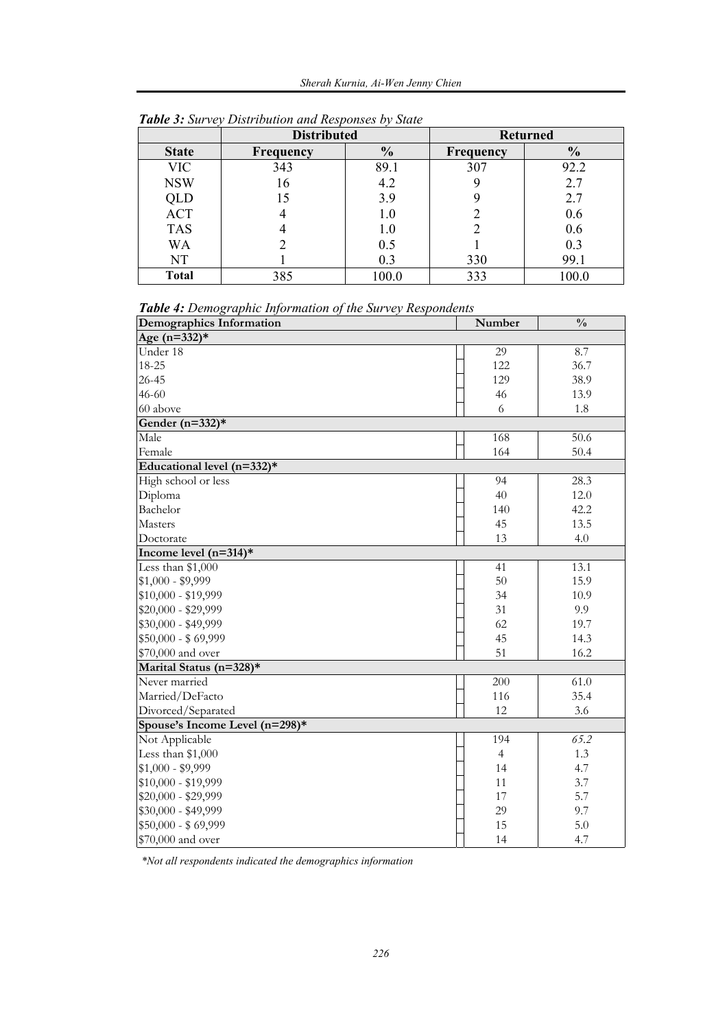***Table 3:** Survey Distribution and Responses by State*

| | Distributed | | Returned | |
|---|---|---|---|---|
| **State** | **Frequency** | **%** | **Frequency** | **%** |
| VIC | 343 | 89.1 | 307 | 92.2 |
| NSW | 16 | 4.2 | 9 | 2.7 |
| QLD | 15 | 3.9 | 9 | 2.7 |
| ACT | 4 | 1.0 | 2 | 0.6 |
| TAS | 4 | 1.0 | 2 | 0.6 |
| WA | 2 | 0.5 | 1 | 0.3 |
| NT | 1 | 0.3 | 330 | 99.1 |
| **Total** | 385 | 100.0 | 333 | 100.0 |

***Table 4:** Demographic Information of the Survey Respondents*

| Demographics Information | Number | % |
|---|---|---|
| **Age (n=332)*** | | |
| Under 18 | 29 | 8.7 |
| 18-25 | 122 | 36.7 |
| 26-45 | 129 | 38.9 |
| 46-60 | 46 | 13.9 |
| 60 above | 6 | 1.8 |
| **Gender (n=332)*** | | |
| Male | 168 | 50.6 |
| Female | 164 | 50.4 |
| **Educational level (n=332)*** | | |
| High school or less | 94 | 28.3 |
| Diploma | 40 | 12.0 |
| Bachelor | 140 | 42.2 |
| Masters | 45 | 13.5 |
| Doctorate | 13 | 4.0 |
| **Income level (n=314)*** | | |
| Less than $1,000 | 41 | 13.1 |
| $1,000 - $9,999 | 50 | 15.9 |
| $10,000 - $19,999 | 34 | 10.9 |
| $20,000 - $29,999 | 31 | 9.9 |
| $30,000 - $49,999 | 62 | 19.7 |
| $50,000 - $ 69,999 | 45 | 14.3 |
| $70,000 and over | 51 | 16.2 |
| **Marital Status (n=328)*** | | |
| Never married | 200 | 61.0 |
| Married/DeFacto | 116 | 35.4 |
| Divorced/Separated | 12 | 3.6 |
| **Spouse's Income Level (n=298)*** | | |
| Not Applicable | 194 | *65.2* |
| Less than $1,000 | 4 | 1.3 |
| $1,000 - $9,999 | 14 | 4.7 |
| $10,000 - $19,999 | 11 | 3.7 |
| $20,000 - $29,999 | 17 | 5.7 |
| $30,000 - $49,999 | 29 | 9.7 |
| $50,000 - $ 69,999 | 15 | 5.0 |
| $70,000 and over | 14 | 4.7 |

**Not all respondents indicated the demographics information*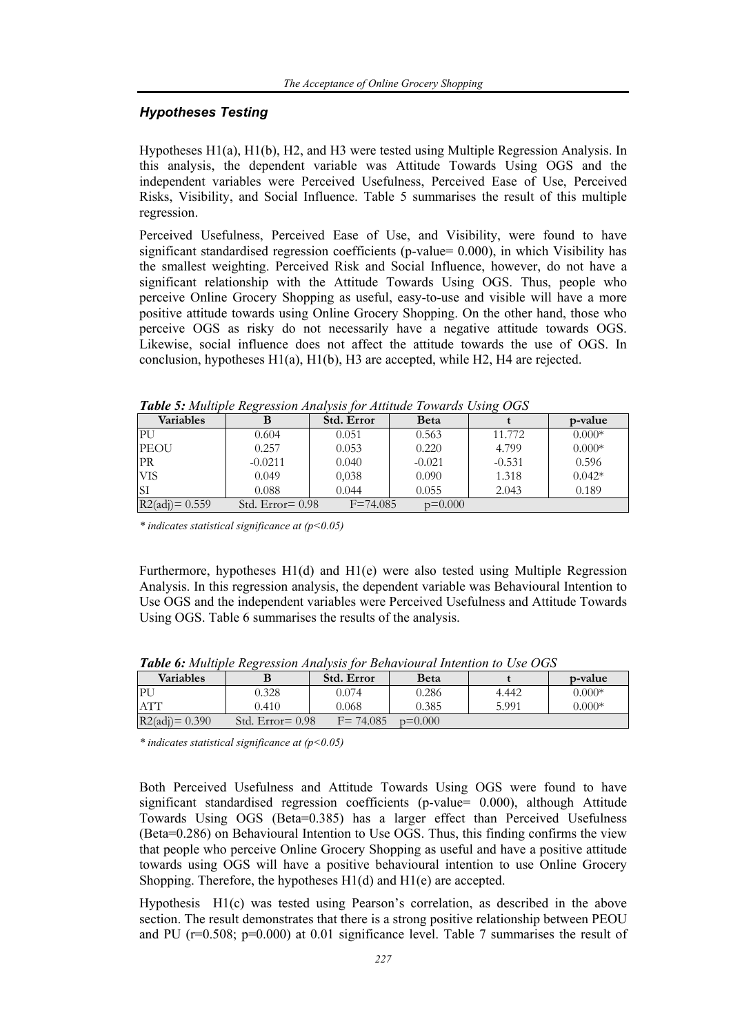### *Hypotheses Testing*

Hypotheses H1(a), H1(b), H2, and H3 were tested using Multiple Regression Analysis. In this analysis, the dependent variable was Attitude Towards Using OGS and the independent variables were Perceived Usefulness, Perceived Ease of Use, Perceived Risks, Visibility, and Social Influence. Table 5 summarises the result of this multiple regression.

Perceived Usefulness, Perceived Ease of Use, and Visibility, were found to have significant standardised regression coefficients (p-value= 0.000), in which Visibility has the smallest weighting. Perceived Risk and Social Influence, however, do not have a significant relationship with the Attitude Towards Using OGS. Thus, people who perceive Online Grocery Shopping as useful, easy-to-use and visible will have a more positive attitude towards using Online Grocery Shopping. On the other hand, those who perceive OGS as risky do not necessarily have a negative attitude towards OGS. Likewise, social influence does not affect the attitude towards the use of OGS. In conclusion, hypotheses H1(a), H1(b), H3 are accepted, while H2, H4 are rejected.

***Table 5:*** *Multiple Regression Analysis for Attitude Towards Using OGS*

| Variables | B | Std. Error | Beta | t | p-value |
|---|---|---|---|---|---|
| PU | 0.604 | 0.051 | 0.563 | 11.772 | 0.000* |
| PEOU | 0.257 | 0.053 | 0.220 | 4.799 | 0.000* |
| PR | -0.0211 | 0.040 | -0.021 | -0.531 | 0.596 |
| VIS | 0.049 | 0,038 | 0.090 | 1.318 | 0.042* |
| SI | 0.088 | 0.044 | 0.055 | 2.043 | 0.189 |
| R2(adj)= 0.559 | Std. Error= 0.98 | F=74.085 | p=0.000 | | |

*\* indicates statistical significance at (p<0.05)*

Furthermore, hypotheses H1(d) and H1(e) were also tested using Multiple Regression Analysis. In this regression analysis, the dependent variable was Behavioural Intention to Use OGS and the independent variables were Perceived Usefulness and Attitude Towards Using OGS. Table 6 summarises the results of the analysis.

***Table 6:*** *Multiple Regression Analysis for Behavioural Intention to Use OGS*

| Variables | B | Std. Error | Beta | t | p-value |
|---|---|---|---|---|---|
| PU | 0.328 | 0.074 | 0.286 | 4.442 | 0.000* |
| ATT | 0.410 | 0.068 | 0.385 | 5.991 | 0.000* |
| R2(adj)= 0.390 | Std. Error= 0.98 | F= 74.085 | p=0.000 | | |

*\* indicates statistical significance at (p<0.05)*

Both Perceived Usefulness and Attitude Towards Using OGS were found to have significant standardised regression coefficients (p-value= 0.000), although Attitude Towards Using OGS (Beta=0.385) has a larger effect than Perceived Usefulness (Beta=0.286) on Behavioural Intention to Use OGS. Thus, this finding confirms the view that people who perceive Online Grocery Shopping as useful and have a positive attitude towards using OGS will have a positive behavioural intention to use Online Grocery Shopping. Therefore, the hypotheses H1(d) and H1(e) are accepted.

Hypothesis H1(c) was tested using Pearson's correlation, as described in the above section. The result demonstrates that there is a strong positive relationship between PEOU and PU (r=0.508; p=0.000) at 0.01 significance level. Table 7 summarises the result of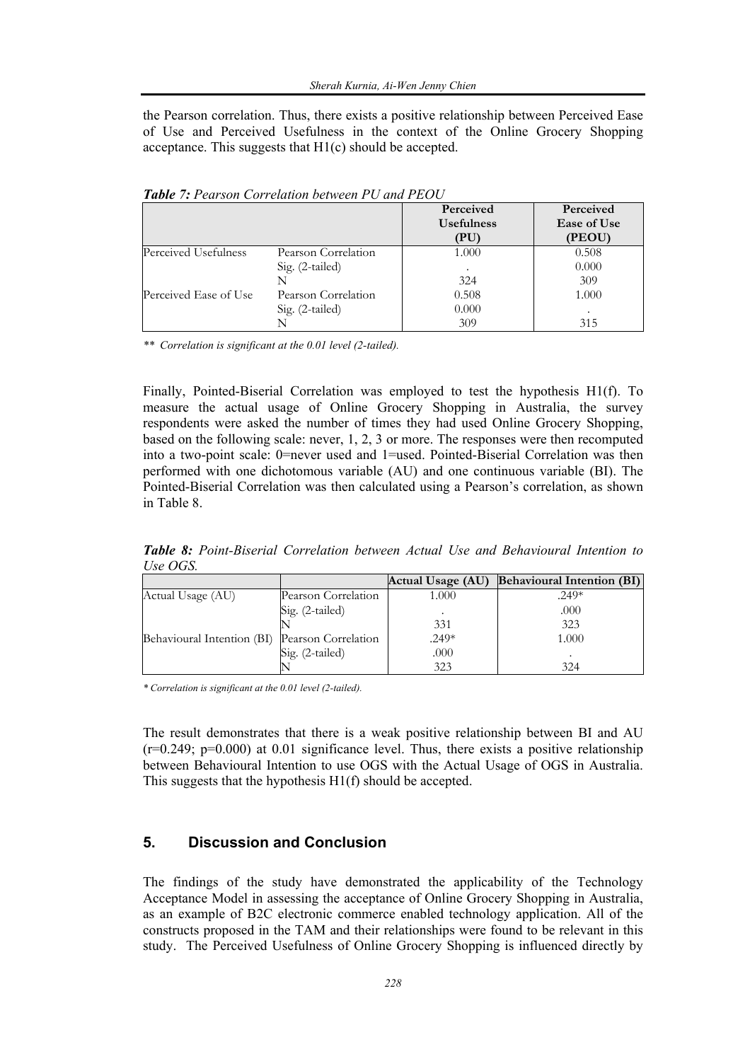the Pearson correlation. Thus, there exists a positive relationship between Perceived Ease of Use and Perceived Usefulness in the context of the Online Grocery Shopping acceptance. This suggests that H1(c) should be accepted.

***Table 7:*** *Pearson Correlation between PU and PEOU*

| | | **Perceived Usefulness (PU)** | **Perceived Ease of Use (PEOU)** |
|---|---|---|---|
| Perceived Usefulness | Pearson Correlation | 1.000 | 0.508 |
| | Sig. (2-tailed) | . | 0.000 |
| | N | 324 | 309 |
| Perceived Ease of Use | Pearson Correlation | 0.508 | 1.000 |
| | Sig. (2-tailed) | 0.000 | . |
| | N | 309 | 315 |

*\*\* Correlation is significant at the 0.01 level (2-tailed).*

Finally, Pointed-Biserial Correlation was employed to test the hypothesis H1(f). To measure the actual usage of Online Grocery Shopping in Australia, the survey respondents were asked the number of times they had used Online Grocery Shopping, based on the following scale: never, 1, 2, 3 or more. The responses were then recomputed into a two-point scale: 0=never used and 1=used. Pointed-Biserial Correlation was then performed with one dichotomous variable (AU) and one continuous variable (BI). The Pointed-Biserial Correlation was then calculated using a Pearson's correlation, as shown in Table 8.

***Table 8:*** *Point-Biserial Correlation between Actual Use and Behavioural Intention to Use OGS.*

| | | **Actual Usage (AU)** | **Behavioural Intention (BI)** |
|---|---|---|---|
| Actual Usage (AU) | Pearson Correlation | 1.000 | .249* |
| | Sig. (2-tailed) | . | .000 |
| | N | 331 | 323 |
| Behavioural Intention (BI) | Pearson Correlation | .249* | 1.000 |
| | Sig. (2-tailed) | .000 | . |
| | N | 323 | 324 |

*\* Correlation is significant at the 0.01 level (2-tailed).*

The result demonstrates that there is a weak positive relationship between BI and AU ($r=0.249$; $p=0.000$) at 0.01 significance level. Thus, there exists a positive relationship between Behavioural Intention to use OGS with the Actual Usage of OGS in Australia. This suggests that the hypothesis H1(f) should be accepted.

## 5. Discussion and Conclusion

The findings of the study have demonstrated the applicability of the Technology Acceptance Model in assessing the acceptance of Online Grocery Shopping in Australia, as an example of B2C electronic commerce enabled technology application. All of the constructs proposed in the TAM and their relationships were found to be relevant in this study. The Perceived Usefulness of Online Grocery Shopping is influenced directly by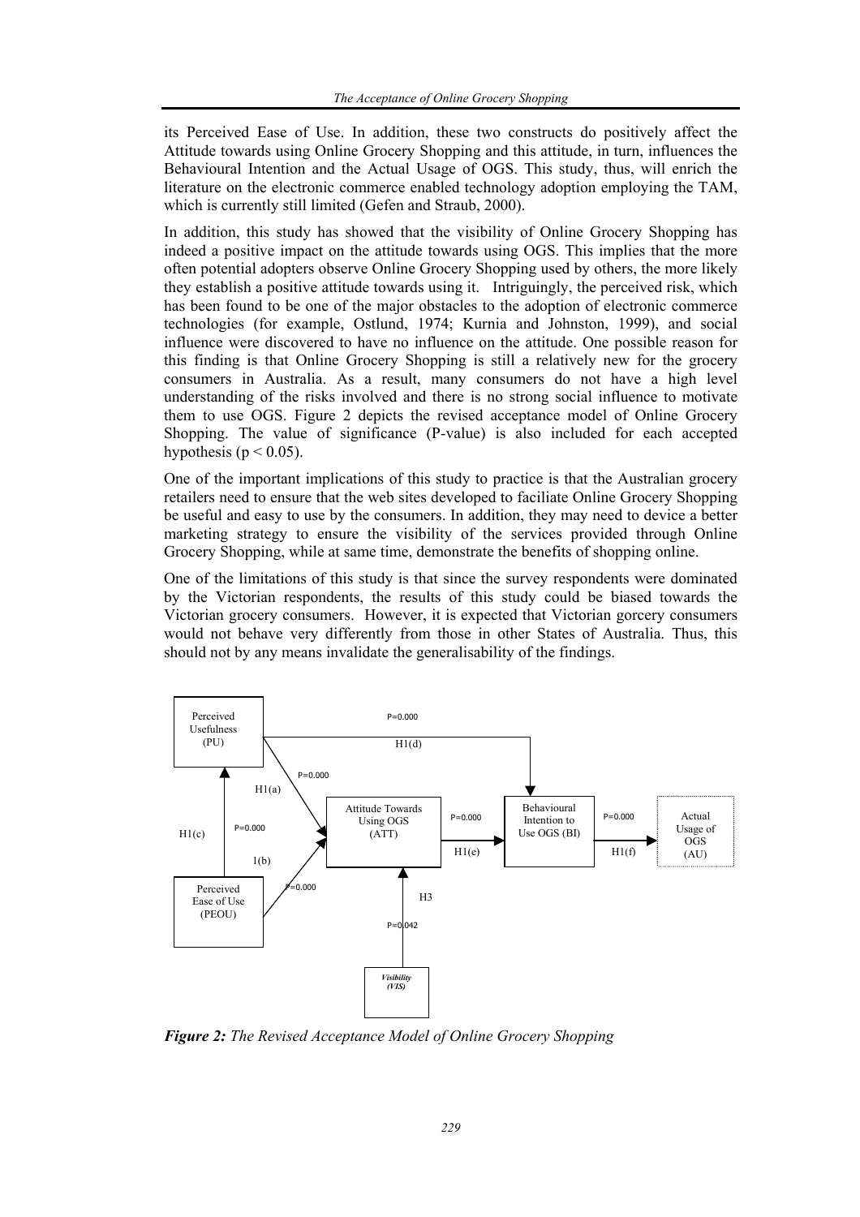its Perceived Ease of Use. In addition, these two constructs do positively affect the Attitude towards using Online Grocery Shopping and this attitude, in turn, influences the Behavioural Intention and the Actual Usage of OGS. This study, thus, will enrich the literature on the electronic commerce enabled technology adoption employing the TAM, which is currently still limited (Gefen and Straub, 2000).

In addition, this study has showed that the visibility of Online Grocery Shopping has indeed a positive impact on the attitude towards using OGS. This implies that the more often potential adopters observe Online Grocery Shopping used by others, the more likely they establish a positive attitude towards using it. Intriguingly, the perceived risk, which has been found to be one of the major obstacles to the adoption of electronic commerce technologies (for example, Ostlund, 1974; Kurnia and Johnston, 1999), and social influence were discovered to have no influence on the attitude. One possible reason for this finding is that Online Grocery Shopping is still a relatively new for the grocery consumers in Australia. As a result, many consumers do not have a high level understanding of the risks involved and there is no strong social influence to motivate them to use OGS. Figure 2 depicts the revised acceptance model of Online Grocery Shopping. The value of significance (P-value) is also included for each accepted hypothesis ($p < 0.05$).

One of the important implications of this study to practice is that the Australian grocery retailers need to ensure that the web sites developed to faciliate Online Grocery Shopping be useful and easy to use by the consumers. In addition, they may need to device a better marketing strategy to ensure the visibility of the services provided through Online Grocery Shopping, while at same time, demonstrate the benefits of shopping online.

One of the limitations of this study is that since the survey respondents were dominated by the Victorian respondents, the results of this study could be biased towards the Victorian grocery consumers. However, it is expected that Victorian gorcery consumers would not behave very differently from those in other States of Australia. Thus, this should not by any means invalidate the generalisability of the findings.

Perceived Usefulness (PU)

P=0.000

H1(d)

P=0.000

H1(a)

H1(c)

P=0.000

1(b)

Attitude Towards Using OGS (ATT)

P=0.000

H1(e)

Behavioural Intention to Use OGS (BI)

P=0.000

H1(f)

Actual Usage of OGS (AU)

Perceived Ease of Use (PEOU)

P=0.000

H3

P=0.042

*Visibility (VIS)*

***Figure 2:*** *The Revised Acceptance Model of Online Grocery Shopping*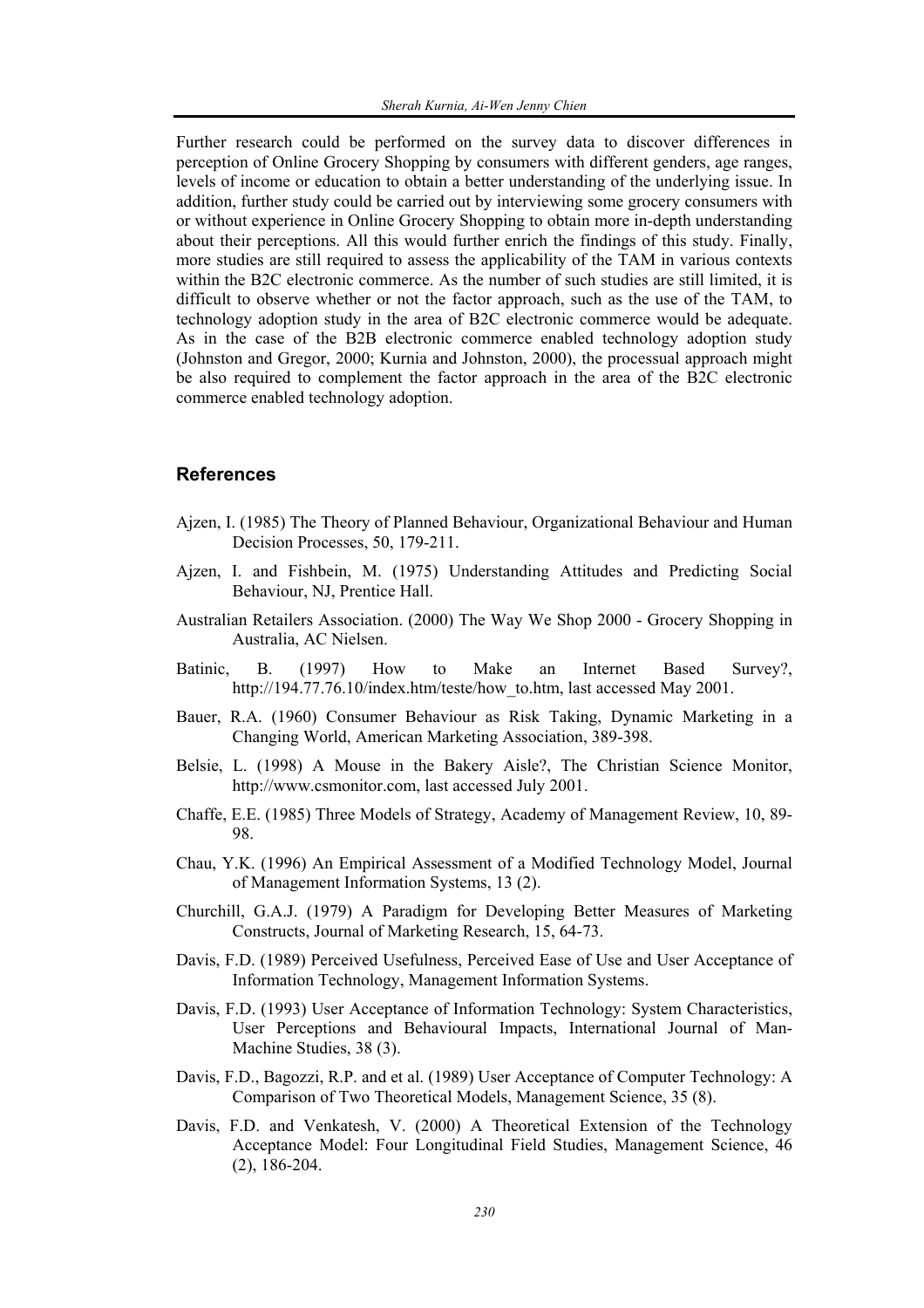Further research could be performed on the survey data to discover differences in perception of Online Grocery Shopping by consumers with different genders, age ranges, levels of income or education to obtain a better understanding of the underlying issue. In addition, further study could be carried out by interviewing some grocery consumers with or without experience in Online Grocery Shopping to obtain more in-depth understanding about their perceptions. All this would further enrich the findings of this study. Finally, more studies are still required to assess the applicability of the TAM in various contexts within the B2C electronic commerce. As the number of such studies are still limited, it is difficult to observe whether or not the factor approach, such as the use of the TAM, to technology adoption study in the area of B2C electronic commerce would be adequate. As in the case of the B2B electronic commerce enabled technology adoption study (Johnston and Gregor, 2000; Kurnia and Johnston, 2000), the processual approach might be also required to complement the factor approach in the area of the B2C electronic commerce enabled technology adoption.

## References

Ajzen, I. (1985) The Theory of Planned Behaviour, Organizational Behaviour and Human Decision Processes, 50, 179-211.

Ajzen, I. and Fishbein, M. (1975) Understanding Attitudes and Predicting Social Behaviour, NJ, Prentice Hall.

Australian Retailers Association. (2000) The Way We Shop 2000 - Grocery Shopping in Australia, AC Nielsen.

Batinic, B. (1997) How to Make an Internet Based Survey?, http://194.77.76.10/index.htm/teste/how_to.htm, last accessed May 2001.

Bauer, R.A. (1960) Consumer Behaviour as Risk Taking, Dynamic Marketing in a Changing World, American Marketing Association, 389-398.

Belsie, L. (1998) A Mouse in the Bakery Aisle?, The Christian Science Monitor, http://www.csmonitor.com, last accessed July 2001.

Chaffe, E.E. (1985) Three Models of Strategy, Academy of Management Review, 10, 89-98.

Chau, Y.K. (1996) An Empirical Assessment of a Modified Technology Model, Journal of Management Information Systems, 13 (2).

Churchill, G.A.J. (1979) A Paradigm for Developing Better Measures of Marketing Constructs, Journal of Marketing Research, 15, 64-73.

Davis, F.D. (1989) Perceived Usefulness, Perceived Ease of Use and User Acceptance of Information Technology, Management Information Systems.

Davis, F.D. (1993) User Acceptance of Information Technology: System Characteristics, User Perceptions and Behavioural Impacts, International Journal of Man-Machine Studies, 38 (3).

Davis, F.D., Bagozzi, R.P. and et al. (1989) User Acceptance of Computer Technology: A Comparison of Two Theoretical Models, Management Science, 35 (8).

Davis, F.D. and Venkatesh, V. (2000) A Theoretical Extension of the Technology Acceptance Model: Four Longitudinal Field Studies, Management Science, 46 (2), 186-204.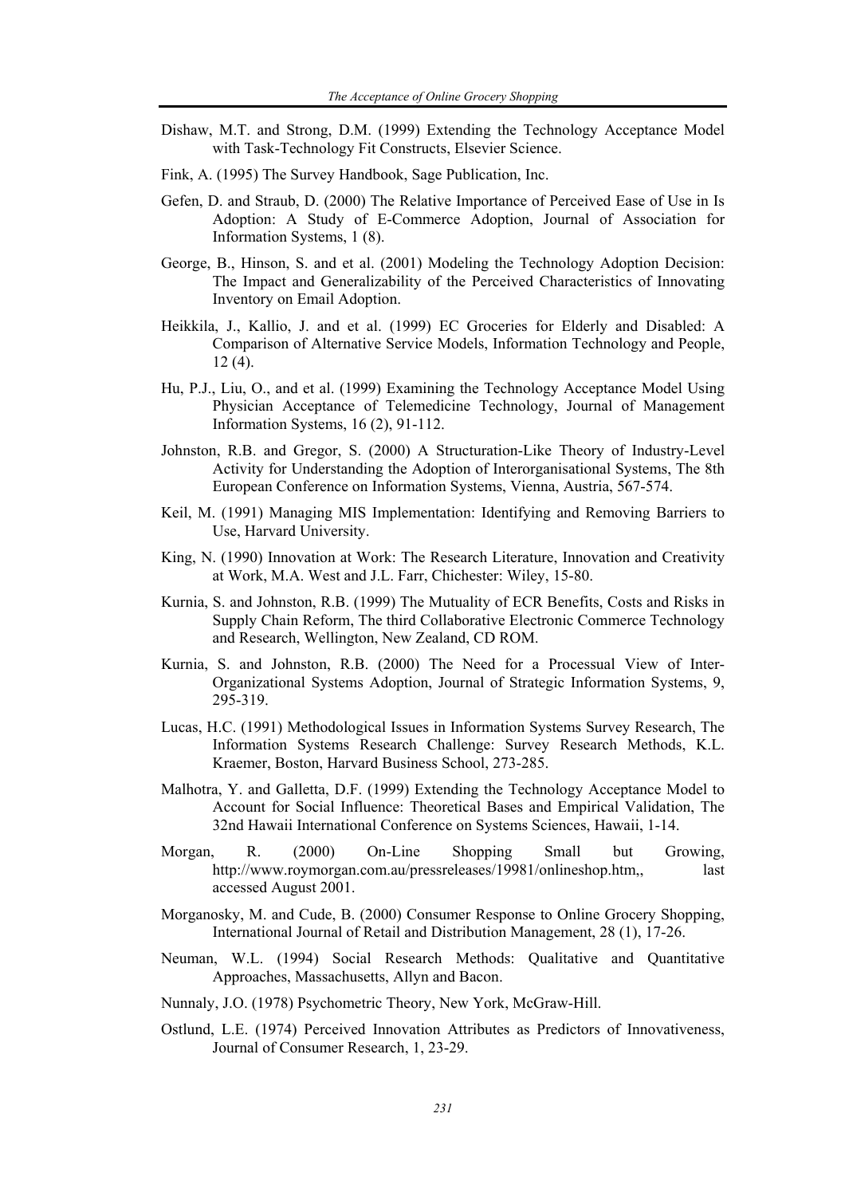Dishaw, M.T. and Strong, D.M. (1999) Extending the Technology Acceptance Model with Task-Technology Fit Constructs, Elsevier Science.

Fink, A. (1995) The Survey Handbook, Sage Publication, Inc.

Gefen, D. and Straub, D. (2000) The Relative Importance of Perceived Ease of Use in Is Adoption: A Study of E-Commerce Adoption, Journal of Association for Information Systems, 1 (8).

George, B., Hinson, S. and et al. (2001) Modeling the Technology Adoption Decision: The Impact and Generalizability of the Perceived Characteristics of Innovating Inventory on Email Adoption.

Heikkila, J., Kallio, J. and et al. (1999) EC Groceries for Elderly and Disabled: A Comparison of Alternative Service Models, Information Technology and People, 12 (4).

Hu, P.J., Liu, O., and et al. (1999) Examining the Technology Acceptance Model Using Physician Acceptance of Telemedicine Technology, Journal of Management Information Systems, 16 (2), 91-112.

Johnston, R.B. and Gregor, S. (2000) A Structuration-Like Theory of Industry-Level Activity for Understanding the Adoption of Interorganisational Systems, The 8th European Conference on Information Systems, Vienna, Austria, 567-574.

Keil, M. (1991) Managing MIS Implementation: Identifying and Removing Barriers to Use, Harvard University.

King, N. (1990) Innovation at Work: The Research Literature, Innovation and Creativity at Work, M.A. West and J.L. Farr, Chichester: Wiley, 15-80.

Kurnia, S. and Johnston, R.B. (1999) The Mutuality of ECR Benefits, Costs and Risks in Supply Chain Reform, The third Collaborative Electronic Commerce Technology and Research, Wellington, New Zealand, CD ROM.

Kurnia, S. and Johnston, R.B. (2000) The Need for a Processual View of Inter-Organizational Systems Adoption, Journal of Strategic Information Systems, 9, 295-319.

Lucas, H.C. (1991) Methodological Issues in Information Systems Survey Research, The Information Systems Research Challenge: Survey Research Methods, K.L. Kraemer, Boston, Harvard Business School, 273-285.

Malhotra, Y. and Galletta, D.F. (1999) Extending the Technology Acceptance Model to Account for Social Influence: Theoretical Bases and Empirical Validation, The 32nd Hawaii International Conference on Systems Sciences, Hawaii, 1-14.

Morgan, R. (2000) On-Line Shopping Small but Growing, http://www.roymorgan.com.au/pressreleases/19981/onlineshop.htm,, last accessed August 2001.

Morganosky, M. and Cude, B. (2000) Consumer Response to Online Grocery Shopping, International Journal of Retail and Distribution Management, 28 (1), 17-26.

Neuman, W.L. (1994) Social Research Methods: Qualitative and Quantitative Approaches, Massachusetts, Allyn and Bacon.

Nunnaly, J.O. (1978) Psychometric Theory, New York, McGraw-Hill.

Ostlund, L.E. (1974) Perceived Innovation Attributes as Predictors of Innovativeness, Journal of Consumer Research, 1, 23-29.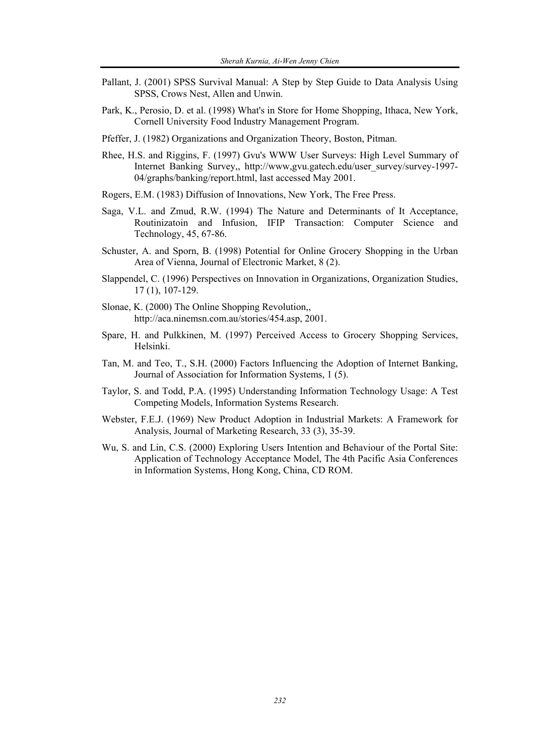Pallant, J. (2001) SPSS Survival Manual: A Step by Step Guide to Data Analysis Using SPSS, Crows Nest, Allen and Unwin.

Park, K., Perosio, D. et al. (1998) What's in Store for Home Shopping, Ithaca, New York, Cornell University Food Industry Management Program.

Pfeffer, J. (1982) Organizations and Organization Theory, Boston, Pitman.

Rhee, H.S. and Riggins, F. (1997) Gvu's WWW User Surveys: High Level Summary of Internet Banking Survey,, http://www,gvu.gatech.edu/user_survey/survey-1997-04/graphs/banking/report.html, last accessed May 2001.

Rogers, E.M. (1983) Diffusion of Innovations, New York, The Free Press.

Saga, V.L. and Zmud, R.W. (1994) The Nature and Determinants of It Acceptance, Routinizatoin and Infusion, IFIP Transaction: Computer Science and Technology, 45, 67-86.

Schuster, A. and Sporn, B. (1998) Potential for Online Grocery Shopping in the Urban Area of Vienna, Journal of Electronic Market, 8 (2).

Slappendel, C. (1996) Perspectives on Innovation in Organizations, Organization Studies, 17 (1), 107-129.

Slonae, K. (2000) The Online Shopping Revolution,, http://aca.ninemsn.com.au/stories/454.asp, 2001.

Spare, H. and Pulkkinen, M. (1997) Perceived Access to Grocery Shopping Services, Helsinki.

Tan, M. and Teo, T., S.H. (2000) Factors Influencing the Adoption of Internet Banking, Journal of Association for Information Systems, 1 (5).

Taylor, S. and Todd, P.A. (1995) Understanding Information Technology Usage: A Test Competing Models, Information Systems Research.

Webster, F.E.J. (1969) New Product Adoption in Industrial Markets: A Framework for Analysis, Journal of Marketing Research, 33 (3), 35-39.

Wu, S. and Lin, C.S. (2000) Exploring Users Intention and Behaviour of the Portal Site: Application of Technology Acceptance Model, The 4th Pacific Asia Conferences in Information Systems, Hong Kong, China, CD ROM.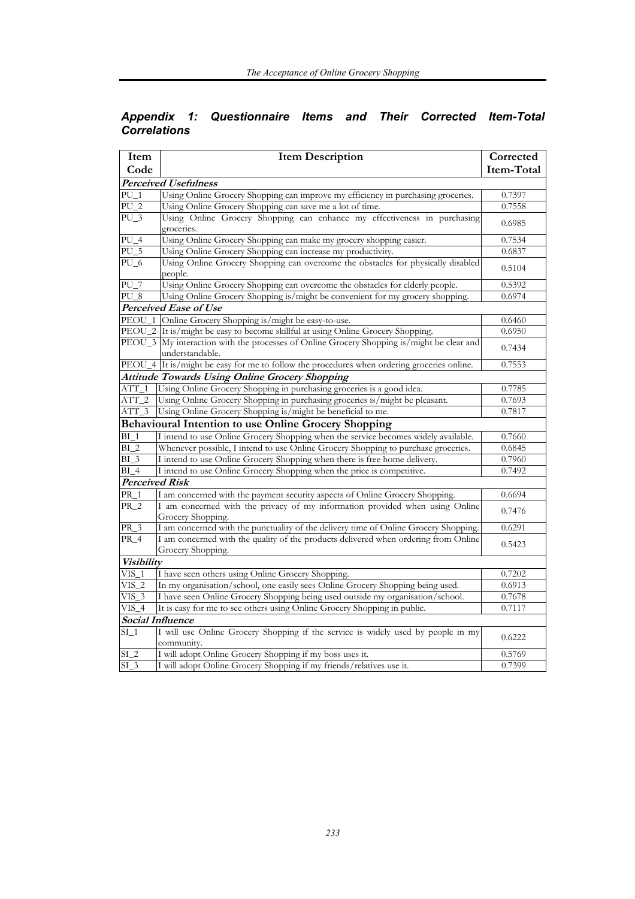## *Appendix 1: Questionnaire Items and Their Corrected Item-Total Correlations*

| Item Code | Item Description | Corrected Item-Total |
|---|---|---|
| ***Perceived Usefulness*** | | |
| PU_1 | Using Online Grocery Shopping can improve my efficiency in purchasing groceries. | 0.7397 |
| PU_2 | Using Online Grocery Shopping can save me a lot of time. | 0.7558 |
| PU_3 | Using Online Grocery Shopping can enhance my effectiveness in purchasing groceries. | 0.6985 |
| PU_4 | Using Online Grocery Shopping can make my grocery shopping easier. | 0.7534 |
| PU_5 | Using Online Grocery Shopping can increase my productivity. | 0.6837 |
| PU_6 | Using Online Grocery Shopping can overcome the obstacles for physically disabled people. | 0.5104 |
| PU_7 | Using Online Grocery Shopping can overcome the obstacles for elderly people. | 0.5392 |
| PU_8 | Using Online Grocery Shopping is/might be convenient for my grocery shopping. | 0.6974 |
| ***Perceived Ease of Use*** | | |
| PEOU_1 | Online Grocery Shopping is/might be easy-to-use. | 0.6460 |
| PEOU_2 | It is/might be easy to become skillful at using Online Grocery Shopping. | 0.6950 |
| PEOU_3 | My interaction with the processes of Online Grocery Shopping is/might be clear and understandable. | 0.7434 |
| PEOU_4 | It is/might be easy for me to follow the procedures when ordering groceries online. | 0.7553 |
| ***Attitude Towards Using Online Grocery Shopping*** | | |
| ATT_1 | Using Online Grocery Shopping in purchasing groceries is a good idea. | 0.7785 |
| ATT_2 | Using Online Grocery Shopping in purchasing groceries is/might be pleasant. | 0.7693 |
| ATT_3 | Using Online Grocery Shopping is/might be beneficial to me. | 0.7817 |
| **Behavioural Intention to use Online Grocery Shopping** | | |
| BI_1 | I intend to use Online Grocery Shopping when the service becomes widely available. | 0.7660 |
| BI_2 | Whenever possible, I intend to use Online Grocery Shopping to purchase groceries. | 0.6845 |
| BI_3 | I intend to use Online Grocery Shopping when there is free home delivery. | 0.7960 |
| BI_4 | I intend to use Online Grocery Shopping when the price is competitive. | 0.7492 |
| ***Perceived Risk*** | | |
| PR_1 | I am concerned with the payment security aspects of Online Grocery Shopping. | 0.6694 |
| PR_2 | I am concerned with the privacy of my information provided when using Online Grocery Shopping. | 0.7476 |
| PR_3 | I am concerned with the punctuality of the delivery time of Online Grocery Shopping. | 0.6291 |
| PR_4 | I am concerned with the quality of the products delivered when ordering from Online Grocery Shopping. | 0.5423 |
| ***Visibility*** | | |
| VIS_1 | I have seen others using Online Grocery Shopping. | 0.7202 |
| VIS_2 | In my organisation/school, one easily sees Online Grocery Shopping being used. | 0.6913 |
| VIS_3 | I have seen Online Grocery Shopping being used outside my organisation/school. | 0.7678 |
| VIS_4 | It is easy for me to see others using Online Grocery Shopping in public. | 0.7117 |
| ***Social Influence*** | | |
| SI_1 | I will use Online Grocery Shopping if the service is widely used by people in my community. | 0.6222 |
| SI_2 | I will adopt Online Grocery Shopping if my boss uses it. | 0.5769 |
| SI_3 | I will adopt Online Grocery Shopping if my friends/relatives use it. | 0.7399 |